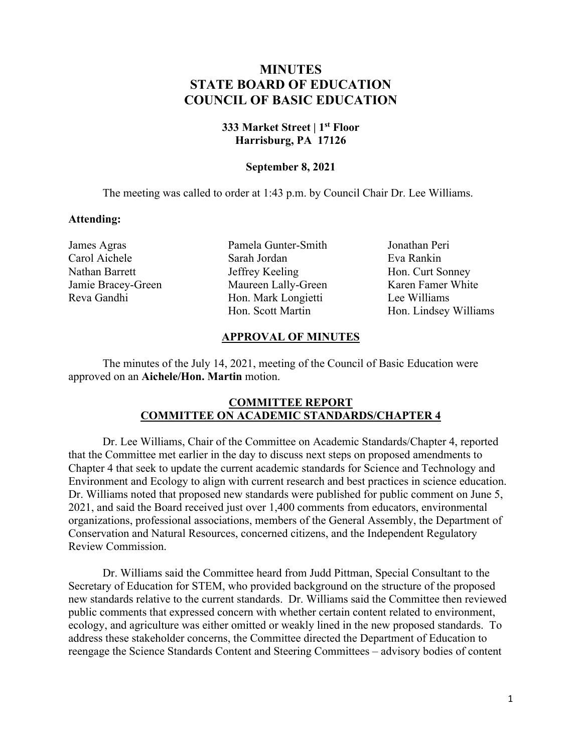# MINUTES
# STATE BOARD OF EDUCATION
# COUNCIL OF BASIC EDUCATION

**333 Market Street | 1st Floor**
**Harrisburg, PA 17126**

**September 8, 2021**

The meeting was called to order at 1:43 p.m. by Council Chair Dr. Lee Williams.

**Attending:**

James Agras
Carol Aichele
Nathan Barrett
Jamie Bracey-Green
Reva Gandhi
Pamela Gunter-Smith
Sarah Jordan
Jeffrey Keeling
Maureen Lally-Green
Hon. Mark Longietti
Hon. Scott Martin
Jonathan Peri
Eva Rankin
Hon. Curt Sonney
Karen Famer White
Lee Williams
Hon. Lindsey Williams

## APPROVAL OF MINUTES

The minutes of the July 14, 2021, meeting of the Council of Basic Education were approved on an **Aichele/Hon. Martin** motion.

## COMMITTEE REPORT
## COMMITTEE ON ACADEMIC STANDARDS/CHAPTER 4

Dr. Lee Williams, Chair of the Committee on Academic Standards/Chapter 4, reported that the Committee met earlier in the day to discuss next steps on proposed amendments to Chapter 4 that seek to update the current academic standards for Science and Technology and Environment and Ecology to align with current research and best practices in science education. Dr. Williams noted that proposed new standards were published for public comment on June 5, 2021, and said the Board received just over 1,400 comments from educators, environmental organizations, professional associations, members of the General Assembly, the Department of Conservation and Natural Resources, concerned citizens, and the Independent Regulatory Review Commission.

Dr. Williams said the Committee heard from Judd Pittman, Special Consultant to the Secretary of Education for STEM, who provided background on the structure of the proposed new standards relative to the current standards. Dr. Williams said the Committee then reviewed public comments that expressed concern with whether certain content related to environment, ecology, and agriculture was either omitted or weakly lined in the new proposed standards. To address these stakeholder concerns, the Committee directed the Department of Education to reengage the Science Standards Content and Steering Committees – advisory bodies of content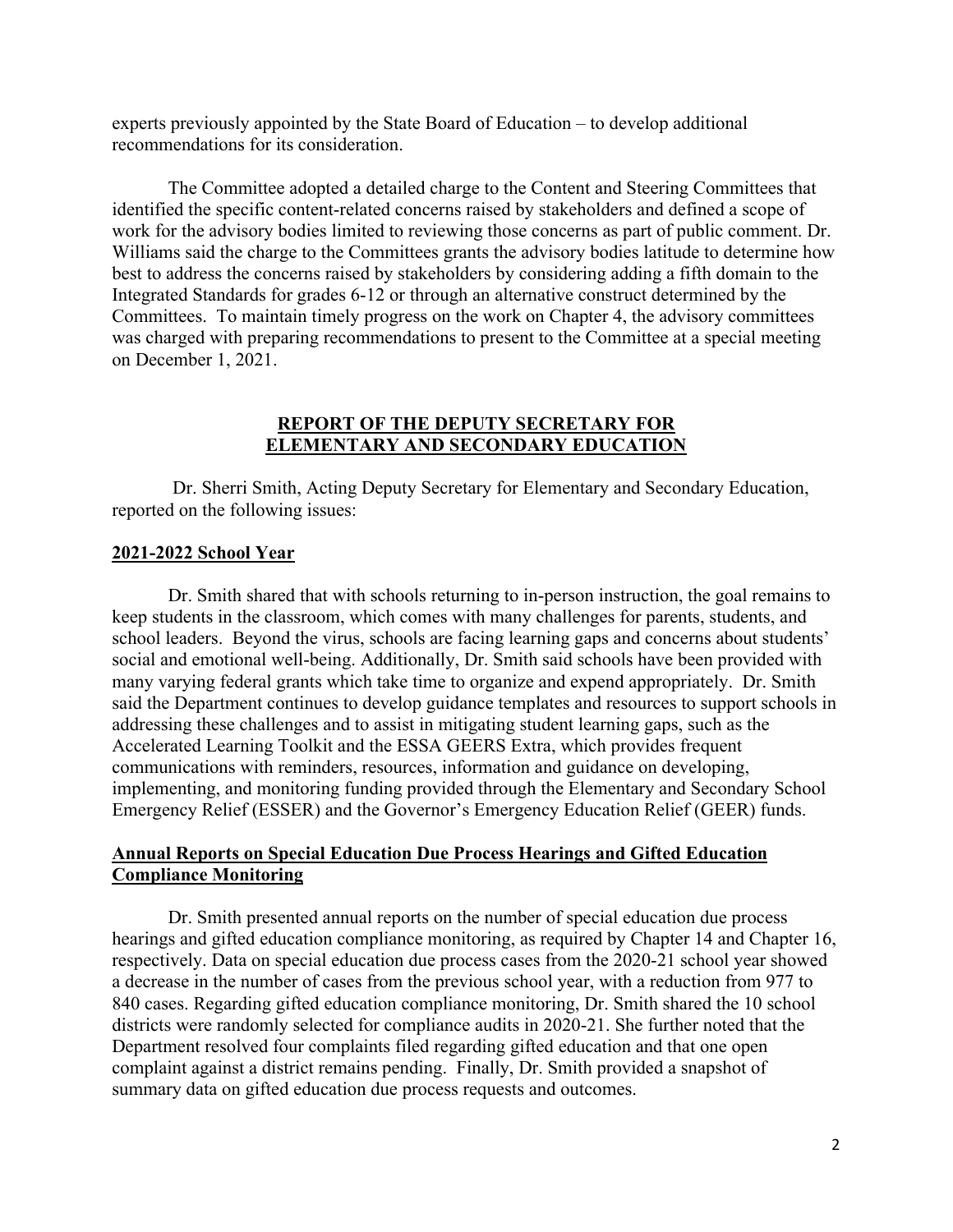experts previously appointed by the State Board of Education – to develop additional recommendations for its consideration.

The Committee adopted a detailed charge to the Content and Steering Committees that identified the specific content-related concerns raised by stakeholders and defined a scope of work for the advisory bodies limited to reviewing those concerns as part of public comment. Dr. Williams said the charge to the Committees grants the advisory bodies latitude to determine how best to address the concerns raised by stakeholders by considering adding a fifth domain to the Integrated Standards for grades 6-12 or through an alternative construct determined by the Committees. To maintain timely progress on the work on Chapter 4, the advisory committees was charged with preparing recommendations to present to the Committee at a special meeting on December 1, 2021.

## REPORT OF THE DEPUTY SECRETARY FOR ELEMENTARY AND SECONDARY EDUCATION

Dr. Sherri Smith, Acting Deputy Secretary for Elementary and Secondary Education, reported on the following issues:

### 2021-2022 School Year

Dr. Smith shared that with schools returning to in-person instruction, the goal remains to keep students in the classroom, which comes with many challenges for parents, students, and school leaders. Beyond the virus, schools are facing learning gaps and concerns about students' social and emotional well-being. Additionally, Dr. Smith said schools have been provided with many varying federal grants which take time to organize and expend appropriately. Dr. Smith said the Department continues to develop guidance templates and resources to support schools in addressing these challenges and to assist in mitigating student learning gaps, such as the Accelerated Learning Toolkit and the ESSA GEERS Extra, which provides frequent communications with reminders, resources, information and guidance on developing, implementing, and monitoring funding provided through the Elementary and Secondary School Emergency Relief (ESSER) and the Governor's Emergency Education Relief (GEER) funds.

### Annual Reports on Special Education Due Process Hearings and Gifted Education Compliance Monitoring

Dr. Smith presented annual reports on the number of special education due process hearings and gifted education compliance monitoring, as required by Chapter 14 and Chapter 16, respectively. Data on special education due process cases from the 2020-21 school year showed a decrease in the number of cases from the previous school year, with a reduction from 977 to 840 cases. Regarding gifted education compliance monitoring, Dr. Smith shared the 10 school districts were randomly selected for compliance audits in 2020-21. She further noted that the Department resolved four complaints filed regarding gifted education and that one open complaint against a district remains pending. Finally, Dr. Smith provided a snapshot of summary data on gifted education due process requests and outcomes.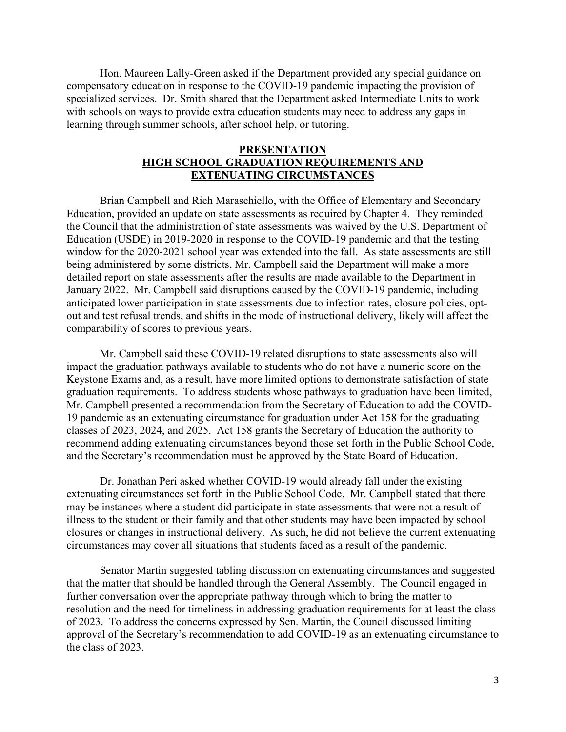Hon. Maureen Lally-Green asked if the Department provided any special guidance on compensatory education in response to the COVID-19 pandemic impacting the provision of specialized services. Dr. Smith shared that the Department asked Intermediate Units to work with schools on ways to provide extra education students may need to address any gaps in learning through summer schools, after school help, or tutoring.

## PRESENTATION
## HIGH SCHOOL GRADUATION REQUIREMENTS AND EXTENUATING CIRCUMSTANCES

Brian Campbell and Rich Maraschiello, with the Office of Elementary and Secondary Education, provided an update on state assessments as required by Chapter 4. They reminded the Council that the administration of state assessments was waived by the U.S. Department of Education (USDE) in 2019-2020 in response to the COVID-19 pandemic and that the testing window for the 2020-2021 school year was extended into the fall. As state assessments are still being administered by some districts, Mr. Campbell said the Department will make a more detailed report on state assessments after the results are made available to the Department in January 2022. Mr. Campbell said disruptions caused by the COVID-19 pandemic, including anticipated lower participation in state assessments due to infection rates, closure policies, opt-out and test refusal trends, and shifts in the mode of instructional delivery, likely will affect the comparability of scores to previous years.

Mr. Campbell said these COVID-19 related disruptions to state assessments also will impact the graduation pathways available to students who do not have a numeric score on the Keystone Exams and, as a result, have more limited options to demonstrate satisfaction of state graduation requirements. To address students whose pathways to graduation have been limited, Mr. Campbell presented a recommendation from the Secretary of Education to add the COVID-19 pandemic as an extenuating circumstance for graduation under Act 158 for the graduating classes of 2023, 2024, and 2025. Act 158 grants the Secretary of Education the authority to recommend adding extenuating circumstances beyond those set forth in the Public School Code, and the Secretary's recommendation must be approved by the State Board of Education.

Dr. Jonathan Peri asked whether COVID-19 would already fall under the existing extenuating circumstances set forth in the Public School Code. Mr. Campbell stated that there may be instances where a student did participate in state assessments that were not a result of illness to the student or their family and that other students may have been impacted by school closures or changes in instructional delivery. As such, he did not believe the current extenuating circumstances may cover all situations that students faced as a result of the pandemic.

Senator Martin suggested tabling discussion on extenuating circumstances and suggested that the matter that should be handled through the General Assembly. The Council engaged in further conversation over the appropriate pathway through which to bring the matter to resolution and the need for timeliness in addressing graduation requirements for at least the class of 2023. To address the concerns expressed by Sen. Martin, the Council discussed limiting approval of the Secretary's recommendation to add COVID-19 as an extenuating circumstance to the class of 2023.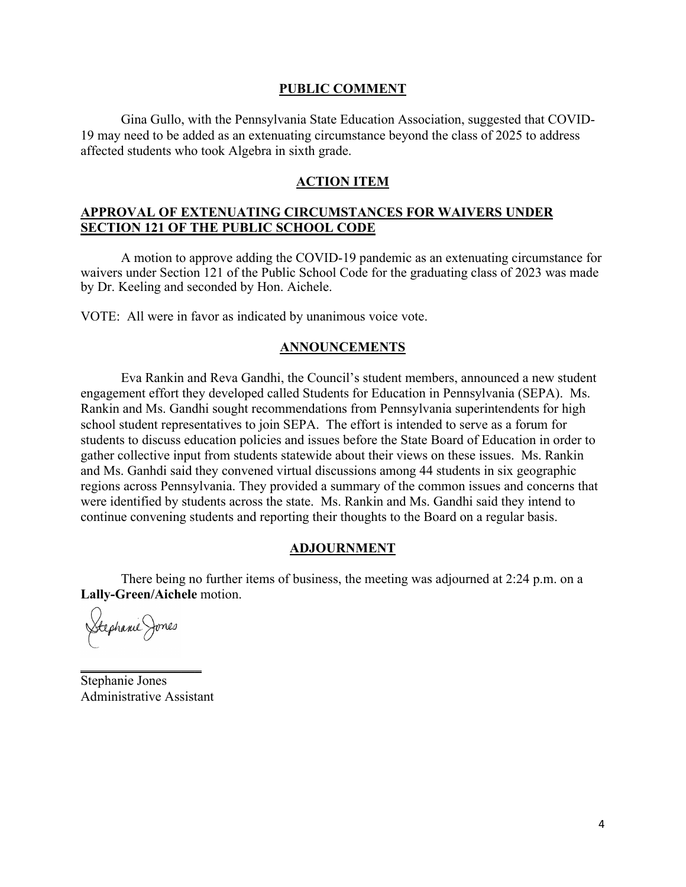## PUBLIC COMMENT

Gina Gullo, with the Pennsylvania State Education Association, suggested that COVID-19 may need to be added as an extenuating circumstance beyond the class of 2025 to address affected students who took Algebra in sixth grade.

## ACTION ITEM

### APPROVAL OF EXTENUATING CIRCUMSTANCES FOR WAIVERS UNDER SECTION 121 OF THE PUBLIC SCHOOL CODE

A motion to approve adding the COVID-19 pandemic as an extenuating circumstance for waivers under Section 121 of the Public School Code for the graduating class of 2023 was made by Dr. Keeling and seconded by Hon. Aichele.

VOTE: All were in favor as indicated by unanimous voice vote.

## ANNOUNCEMENTS

Eva Rankin and Reva Gandhi, the Council's student members, announced a new student engagement effort they developed called Students for Education in Pennsylvania (SEPA). Ms. Rankin and Ms. Gandhi sought recommendations from Pennsylvania superintendents for high school student representatives to join SEPA. The effort is intended to serve as a forum for students to discuss education policies and issues before the State Board of Education in order to gather collective input from students statewide about their views on these issues. Ms. Rankin and Ms. Ganhdi said they convened virtual discussions among 44 students in six geographic regions across Pennsylvania. They provided a summary of the common issues and concerns that were identified by students across the state. Ms. Rankin and Ms. Gandhi said they intend to continue convening students and reporting their thoughts to the Board on a regular basis.

## ADJOURNMENT

There being no further items of business, the meeting was adjourned at 2:24 p.m. on a **Lally-Green/Aichele** motion.

Stephanie Jones
Administrative Assistant